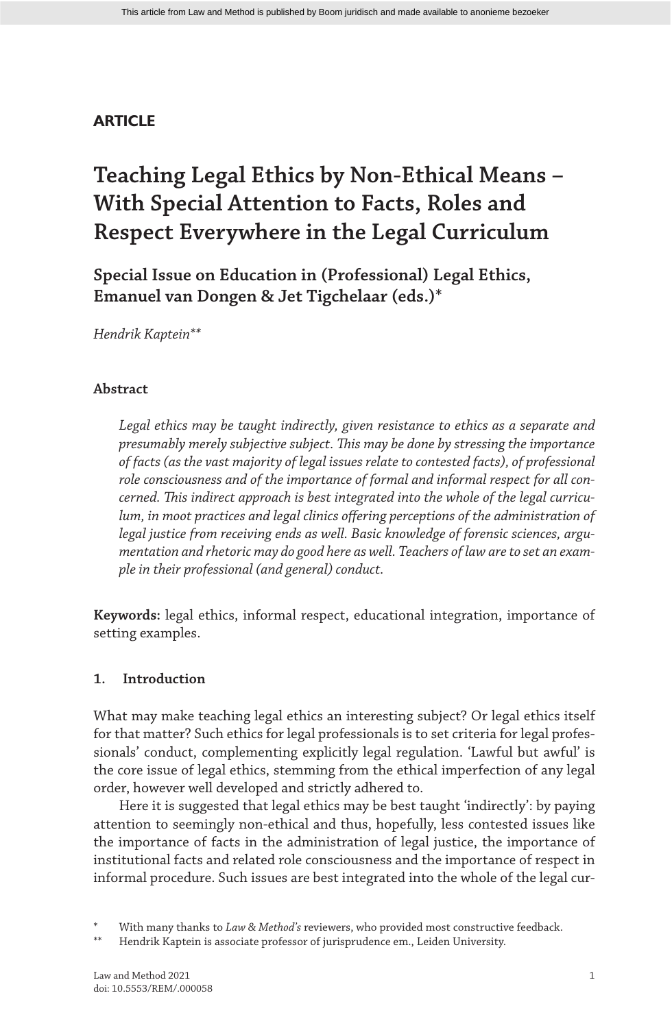**ARTICLE**

# Teaching Legal Ethics by Non-Ethical Means – With Special Attention to Facts, Roles and Respect Everywhere in the Legal Curriculum

## Special Issue on Education in (Professional) Legal Ethics, Emanuel van Dongen & Jet Tigchelaar (eds.)*

*Hendrik Kaptein***

### Abstract

*Legal ethics may be taught indirectly, given resistance to ethics as a separate and presumably merely subjective subject. This may be done by stressing the importance of facts (as the vast majority of legal issues relate to contested facts), of professional role consciousness and of the importance of formal and informal respect for all concerned. This indirect approach is best integrated into the whole of the legal curriculum, in moot practices and legal clinics offering perceptions of the administration of legal justice from receiving ends as well. Basic knowledge of forensic sciences, argumentation and rhetoric may do good here as well. Teachers of law are to set an example in their professional (and general) conduct.*

**Keywords:** legal ethics, informal respect, educational integration, importance of setting examples.

### 1. Introduction

What may make teaching legal ethics an interesting subject? Or legal ethics itself for that matter? Such ethics for legal professionals is to set criteria for legal professionals' conduct, complementing explicitly legal regulation. 'Lawful but awful' is the core issue of legal ethics, stemming from the ethical imperfection of any legal order, however well developed and strictly adhered to.

Here it is suggested that legal ethics may be best taught 'indirectly': by paying attention to seemingly non-ethical and thus, hopefully, less contested issues like the importance of facts in the administration of legal justice, the importance of institutional facts and related role consciousness and the importance of respect in informal procedure. Such issues are best integrated into the whole of the legal cur-

\* With many thanks to *Law & Method's* reviewers, who provided most constructive feedback.

\*\* Hendrik Kaptein is associate professor of jurisprudence em., Leiden University.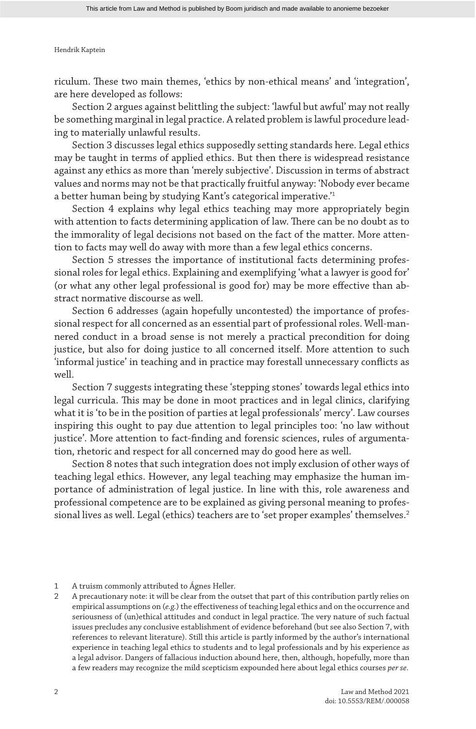riculum. These two main themes, 'ethics by non-ethical means' and 'integration', are here developed as follows:

Section 2 argues against belittling the subject: 'lawful but awful' may not really be something marginal in legal practice. A related problem is lawful procedure leading to materially unlawful results.

Section 3 discusses legal ethics supposedly setting standards here. Legal ethics may be taught in terms of applied ethics. But then there is widespread resistance against any ethics as more than 'merely subjective'. Discussion in terms of abstract values and norms may not be that practically fruitful anyway: 'Nobody ever became a better human being by studying Kant's categorical imperative.'[1]

Section 4 explains why legal ethics teaching may more appropriately begin with attention to facts determining application of law. There can be no doubt as to the immorality of legal decisions not based on the fact of the matter. More attention to facts may well do away with more than a few legal ethics concerns.

Section 5 stresses the importance of institutional facts determining professional roles for legal ethics. Explaining and exemplifying 'what a lawyer is good for' (or what any other legal professional is good for) may be more effective than abstract normative discourse as well.

Section 6 addresses (again hopefully uncontested) the importance of professional respect for all concerned as an essential part of professional roles. Well-mannered conduct in a broad sense is not merely a practical precondition for doing justice, but also for doing justice to all concerned itself. More attention to such 'informal justice' in teaching and in practice may forestall unnecessary conflicts as well.

Section 7 suggests integrating these 'stepping stones' towards legal ethics into legal curricula. This may be done in moot practices and in legal clinics, clarifying what it is 'to be in the position of parties at legal professionals' mercy'. Law courses inspiring this ought to pay due attention to legal principles too: 'no law without justice'. More attention to fact-finding and forensic sciences, rules of argumentation, rhetoric and respect for all concerned may do good here as well.

Section 8 notes that such integration does not imply exclusion of other ways of teaching legal ethics. However, any legal teaching may emphasize the human importance of administration of legal justice. In line with this, role awareness and professional competence are to be explained as giving personal meaning to professional lives as well. Legal (ethics) teachers are to 'set proper examples' themselves.[2]

---

1 A truism commonly attributed to Ágnes Heller.

2 A precautionary note: it will be clear from the outset that part of this contribution partly relies on empirical assumptions on (*e.g.*) the effectiveness of teaching legal ethics and on the occurrence and seriousness of (un)ethical attitudes and conduct in legal practice. The very nature of such factual issues precludes any conclusive establishment of evidence beforehand (but see also Section 7, with references to relevant literature). Still this article is partly informed by the author's international experience in teaching legal ethics to students and to legal professionals and by his experience as a legal advisor. Dangers of fallacious induction abound here, then, although, hopefully, more than a few readers may recognize the mild scepticism expounded here about legal ethics courses *per se*.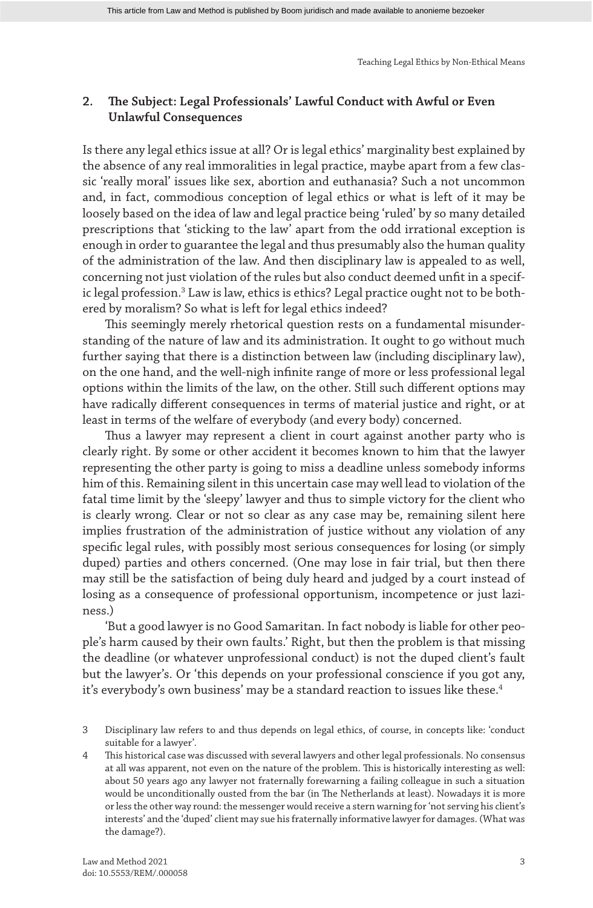## 2. The Subject: Legal Professionals' Lawful Conduct with Awful or Even Unlawful Consequences

Is there any legal ethics issue at all? Or is legal ethics' marginality best explained by the absence of any real immoralities in legal practice, maybe apart from a few classic 'really moral' issues like sex, abortion and euthanasia? Such a not uncommon and, in fact, commodious conception of legal ethics or what is left of it may be loosely based on the idea of law and legal practice being 'ruled' by so many detailed prescriptions that 'sticking to the law' apart from the odd irrational exception is enough in order to guarantee the legal and thus presumably also the human quality of the administration of the law. And then disciplinary law is appealed to as well, concerning not just violation of the rules but also conduct deemed unfit in a specific legal profession.[3] Law is law, ethics is ethics? Legal practice ought not to be bothered by moralism? So what is left for legal ethics indeed?

This seemingly merely rhetorical question rests on a fundamental misunderstanding of the nature of law and its administration. It ought to go without much further saying that there is a distinction between law (including disciplinary law), on the one hand, and the well-nigh infinite range of more or less professional legal options within the limits of the law, on the other. Still such different options may have radically different consequences in terms of material justice and right, or at least in terms of the welfare of everybody (and every body) concerned.

Thus a lawyer may represent a client in court against another party who is clearly right. By some or other accident it becomes known to him that the lawyer representing the other party is going to miss a deadline unless somebody informs him of this. Remaining silent in this uncertain case may well lead to violation of the fatal time limit by the 'sleepy' lawyer and thus to simple victory for the client who is clearly wrong. Clear or not so clear as any case may be, remaining silent here implies frustration of the administration of justice without any violation of any specific legal rules, with possibly most serious consequences for losing (or simply duped) parties and others concerned. (One may lose in fair trial, but then there may still be the satisfaction of being duly heard and judged by a court instead of losing as a consequence of professional opportunism, incompetence or just laziness.)

'But a good lawyer is no Good Samaritan. In fact nobody is liable for other people's harm caused by their own faults.' Right, but then the problem is that missing the deadline (or whatever unprofessional conduct) is not the duped client's fault but the lawyer's. Or 'this depends on your professional conscience if you got any, it's everybody's own business' may be a standard reaction to issues like these.[4]

---

3 Disciplinary law refers to and thus depends on legal ethics, of course, in concepts like: 'conduct suitable for a lawyer'.

4 This historical case was discussed with several lawyers and other legal professionals. No consensus at all was apparent, not even on the nature of the problem. This is historically interesting as well: about 50 years ago any lawyer not fraternally forewarning a failing colleague in such a situation would be unconditionally ousted from the bar (in The Netherlands at least). Nowadays it is more or less the other way round: the messenger would receive a stern warning for 'not serving his client's interests' and the 'duped' client may sue his fraternally informative lawyer for damages. (What was the damage?).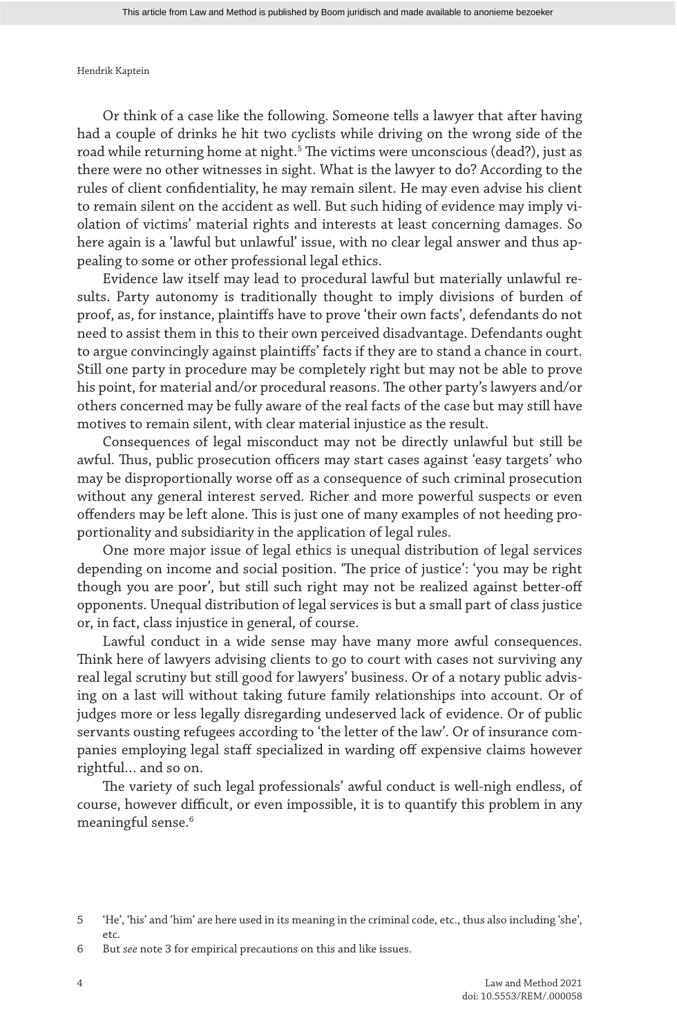Or think of a case like the following. Someone tells a lawyer that after having had a couple of drinks he hit two cyclists while driving on the wrong side of the road while returning home at night.[5] The victims were unconscious (dead?), just as there were no other witnesses in sight. What is the lawyer to do? According to the rules of client confidentiality, he may remain silent. He may even advise his client to remain silent on the accident as well. But such hiding of evidence may imply violation of victims' material rights and interests at least concerning damages. So here again is a 'lawful but unlawful' issue, with no clear legal answer and thus appealing to some or other professional legal ethics.

Evidence law itself may lead to procedural lawful but materially unlawful results. Party autonomy is traditionally thought to imply divisions of burden of proof, as, for instance, plaintiffs have to prove 'their own facts', defendants do not need to assist them in this to their own perceived disadvantage. Defendants ought to argue convincingly against plaintiffs' facts if they are to stand a chance in court. Still one party in procedure may be completely right but may not be able to prove his point, for material and/or procedural reasons. The other party's lawyers and/or others concerned may be fully aware of the real facts of the case but may still have motives to remain silent, with clear material injustice as the result.

Consequences of legal misconduct may not be directly unlawful but still be awful. Thus, public prosecution officers may start cases against 'easy targets' who may be disproportionally worse off as a consequence of such criminal prosecution without any general interest served. Richer and more powerful suspects or even offenders may be left alone. This is just one of many examples of not heeding proportionality and subsidiarity in the application of legal rules.

One more major issue of legal ethics is unequal distribution of legal services depending on income and social position. 'The price of justice': 'you may be right though you are poor', but still such right may not be realized against better-off opponents. Unequal distribution of legal services is but a small part of class justice or, in fact, class injustice in general, of course.

Lawful conduct in a wide sense may have many more awful consequences. Think here of lawyers advising clients to go to court with cases not surviving any real legal scrutiny but still good for lawyers' business. Or of a notary public advising on a last will without taking future family relationships into account. Or of judges more or less legally disregarding undeserved lack of evidence. Or of public servants ousting refugees according to 'the letter of the law'. Or of insurance companies employing legal staff specialized in warding off expensive claims however rightful… and so on.

The variety of such legal professionals' awful conduct is well-nigh endless, of course, however difficult, or even impossible, it is to quantify this problem in any meaningful sense.[6]

---

5 'He', 'his' and 'him' are here used in its meaning in the criminal code, etc., thus also including 'she', etc.

6 But *see* note 3 for empirical precautions on this and like issues.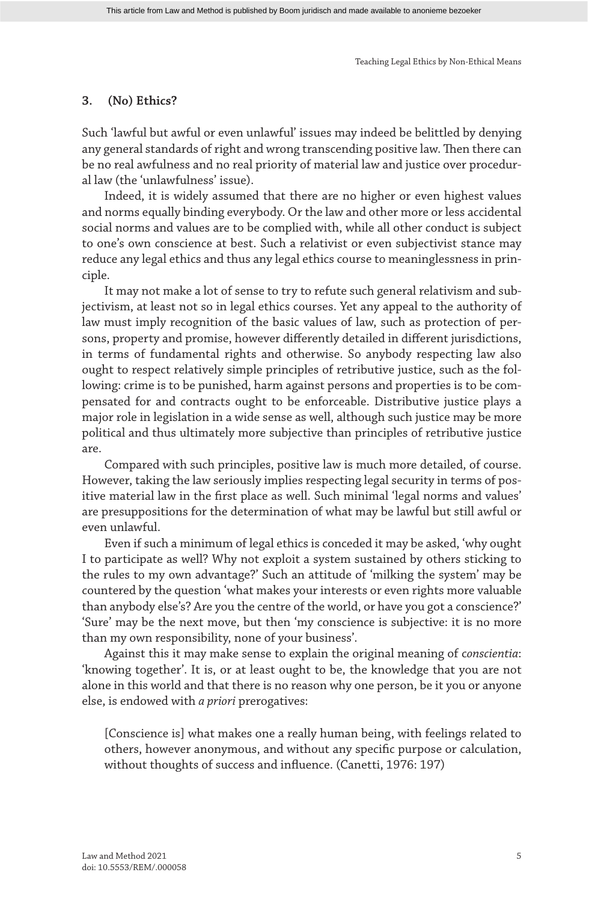## 3. (No) Ethics?

Such 'lawful but awful or even unlawful' issues may indeed be belittled by denying any general standards of right and wrong transcending positive law. Then there can be no real awfulness and no real priority of material law and justice over procedural law (the 'unlawfulness' issue).

Indeed, it is widely assumed that there are no higher or even highest values and norms equally binding everybody. Or the law and other more or less accidental social norms and values are to be complied with, while all other conduct is subject to one's own conscience at best. Such a relativist or even subjectivist stance may reduce any legal ethics and thus any legal ethics course to meaninglessness in principle.

It may not make a lot of sense to try to refute such general relativism and subjectivism, at least not so in legal ethics courses. Yet any appeal to the authority of law must imply recognition of the basic values of law, such as protection of persons, property and promise, however differently detailed in different jurisdictions, in terms of fundamental rights and otherwise. So anybody respecting law also ought to respect relatively simple principles of retributive justice, such as the following: crime is to be punished, harm against persons and properties is to be compensated for and contracts ought to be enforceable. Distributive justice plays a major role in legislation in a wide sense as well, although such justice may be more political and thus ultimately more subjective than principles of retributive justice are.

Compared with such principles, positive law is much more detailed, of course. However, taking the law seriously implies respecting legal security in terms of positive material law in the first place as well. Such minimal 'legal norms and values' are presuppositions for the determination of what may be lawful but still awful or even unlawful.

Even if such a minimum of legal ethics is conceded it may be asked, 'why ought I to participate as well? Why not exploit a system sustained by others sticking to the rules to my own advantage?' Such an attitude of 'milking the system' may be countered by the question 'what makes your interests or even rights more valuable than anybody else's? Are you the centre of the world, or have you got a conscience?' 'Sure' may be the next move, but then 'my conscience is subjective: it is no more than my own responsibility, none of your business'.

Against this it may make sense to explain the original meaning of *conscientia*: 'knowing together'. It is, or at least ought to be, the knowledge that you are not alone in this world and that there is no reason why one person, be it you or anyone else, is endowed with *a priori* prerogatives:

> [Conscience is] what makes one a really human being, with feelings related to others, however anonymous, and without any specific purpose or calculation, without thoughts of success and influence. (Canetti, 1976: 197)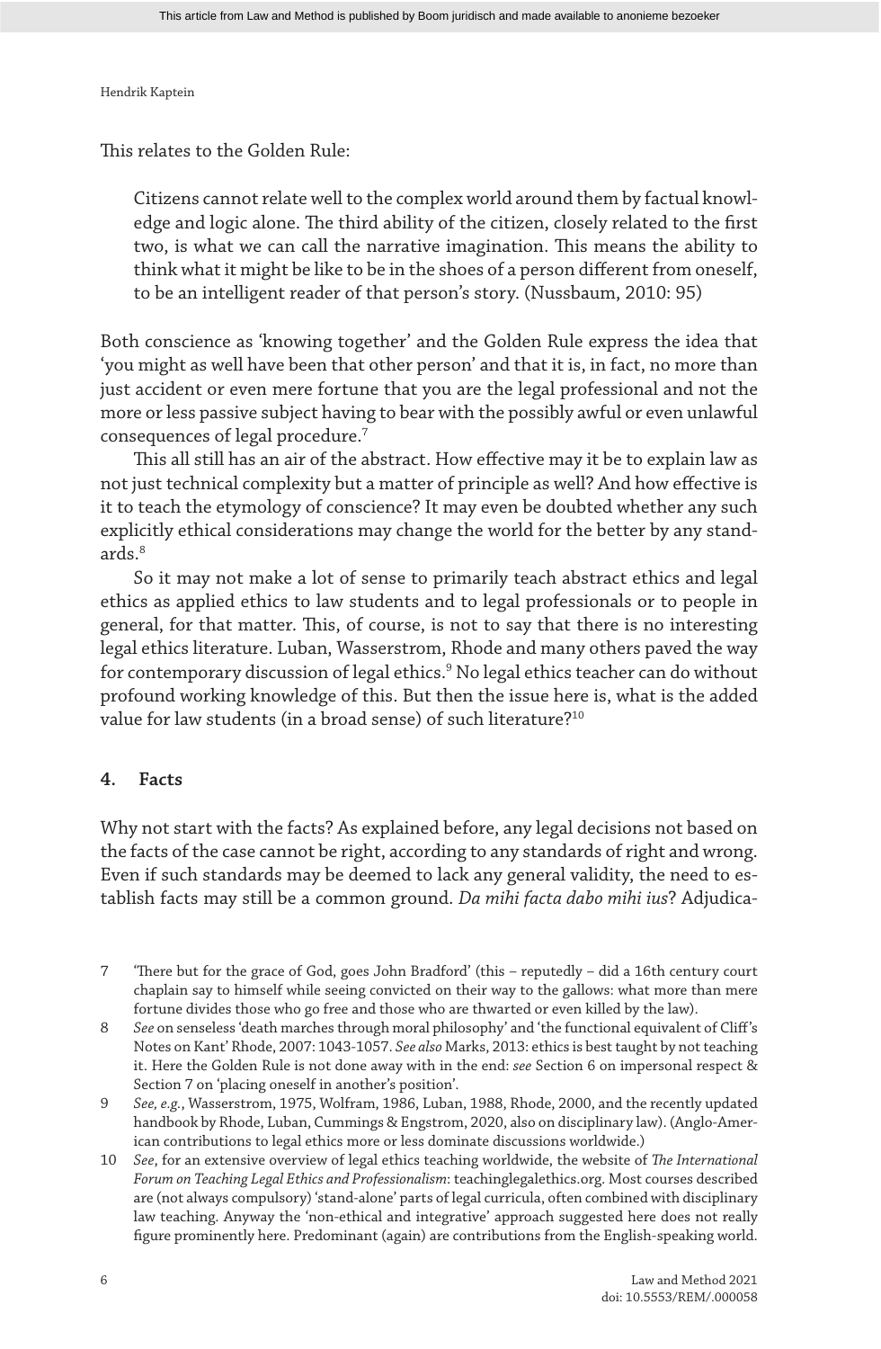This relates to the Golden Rule:

> Citizens cannot relate well to the complex world around them by factual knowledge and logic alone. The third ability of the citizen, closely related to the first two, is what we can call the narrative imagination. This means the ability to think what it might be like to be in the shoes of a person different from oneself, to be an intelligent reader of that person's story. (Nussbaum, 2010: 95)

Both conscience as 'knowing together' and the Golden Rule express the idea that 'you might as well have been that other person' and that it is, in fact, no more than just accident or even mere fortune that you are the legal professional and not the more or less passive subject having to bear with the possibly awful or even unlawful consequences of legal procedure.[7]

This all still has an air of the abstract. How effective may it be to explain law as not just technical complexity but a matter of principle as well? And how effective is it to teach the etymology of conscience? It may even be doubted whether any such explicitly ethical considerations may change the world for the better by any standards.[8]

So it may not make a lot of sense to primarily teach abstract ethics and legal ethics as applied ethics to law students and to legal professionals or to people in general, for that matter. This, of course, is not to say that there is no interesting legal ethics literature. Luban, Wasserstrom, Rhode and many others paved the way for contemporary discussion of legal ethics.[9] No legal ethics teacher can do without profound working knowledge of this. But then the issue here is, what is the added value for law students (in a broad sense) of such literature?[10]

## 4. Facts

Why not start with the facts? As explained before, any legal decisions not based on the facts of the case cannot be right, according to any standards of right and wrong. Even if such standards may be deemed to lack any general validity, the need to establish facts may still be a common ground. *Da mihi facta dabo mihi ius*? Adjudica-

---

7 'There but for the grace of God, goes John Bradford' (this – reputedly – did a 16th century court chaplain say to himself while seeing convicted on their way to the gallows: what more than mere fortune divides those who go free and those who are thwarted or even killed by the law).

8 *See* on senseless 'death marches through moral philosophy' and 'the functional equivalent of Cliff's Notes on Kant' Rhode, 2007: 1043-1057. *See also* Marks, 2013: ethics is best taught by not teaching it. Here the Golden Rule is not done away with in the end: *see* Section 6 on impersonal respect & Section 7 on 'placing oneself in another's position'.

9 *See, e.g.*, Wasserstrom, 1975, Wolfram, 1986, Luban, 1988, Rhode, 2000, and the recently updated handbook by Rhode, Luban, Cummings & Engstrom, 2020, also on disciplinary law). (Anglo-American contributions to legal ethics more or less dominate discussions worldwide.)

10 *See*, for an extensive overview of legal ethics teaching worldwide, the website of *The International Forum on Teaching Legal Ethics and Professionalism*: teachinglegalethics.org. Most courses described are (not always compulsory) 'stand-alone' parts of legal curricula, often combined with disciplinary law teaching. Anyway the 'non-ethical and integrative' approach suggested here does not really figure prominently here. Predominant (again) are contributions from the English-speaking world.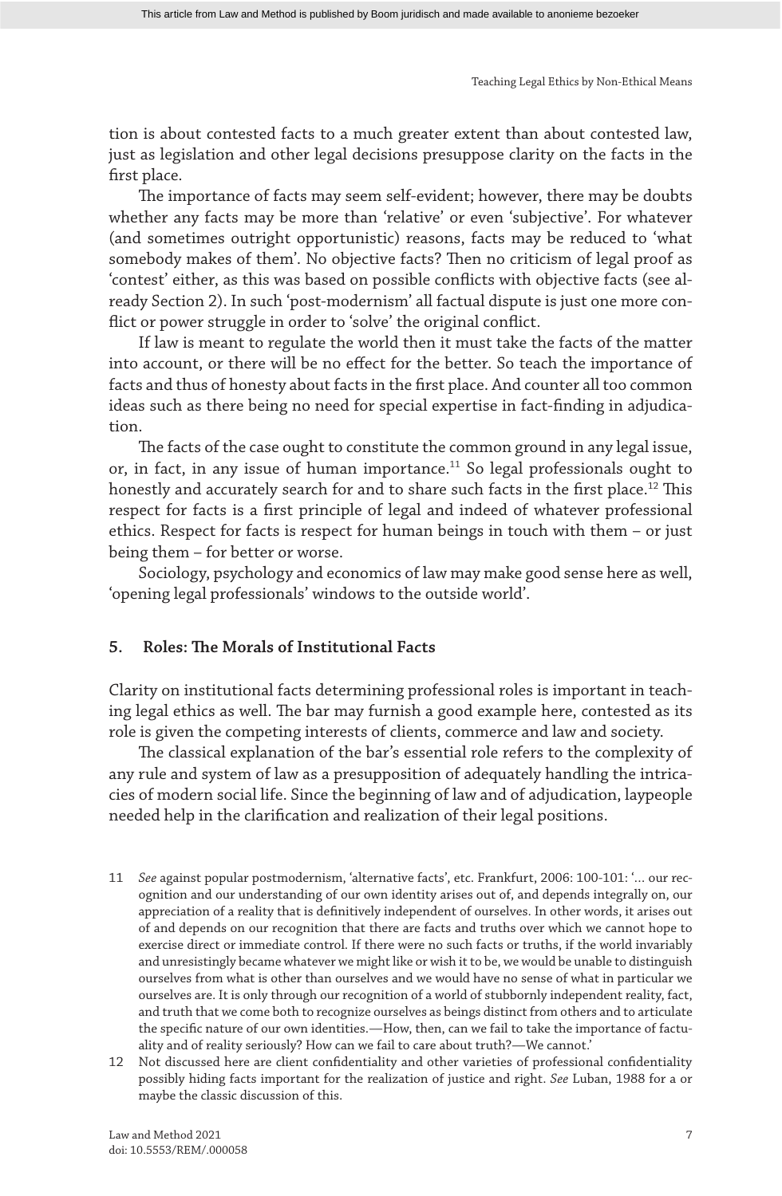tion is about contested facts to a much greater extent than about contested law, just as legislation and other legal decisions presuppose clarity on the facts in the first place.

The importance of facts may seem self-evident; however, there may be doubts whether any facts may be more than 'relative' or even 'subjective'. For whatever (and sometimes outright opportunistic) reasons, facts may be reduced to 'what somebody makes of them'. No objective facts? Then no criticism of legal proof as 'contest' either, as this was based on possible conflicts with objective facts (see already Section 2). In such 'post-modernism' all factual dispute is just one more conflict or power struggle in order to 'solve' the original conflict.

If law is meant to regulate the world then it must take the facts of the matter into account, or there will be no effect for the better. So teach the importance of facts and thus of honesty about facts in the first place. And counter all too common ideas such as there being no need for special expertise in fact-finding in adjudication.

The facts of the case ought to constitute the common ground in any legal issue, or, in fact, in any issue of human importance.[11] So legal professionals ought to honestly and accurately search for and to share such facts in the first place.[12] This respect for facts is a first principle of legal and indeed of whatever professional ethics. Respect for facts is respect for human beings in touch with them – or just being them – for better or worse.

Sociology, psychology and economics of law may make good sense here as well, 'opening legal professionals' windows to the outside world'.

## 5. Roles: The Morals of Institutional Facts

Clarity on institutional facts determining professional roles is important in teaching legal ethics as well. The bar may furnish a good example here, contested as its role is given the competing interests of clients, commerce and law and society.

The classical explanation of the bar's essential role refers to the complexity of any rule and system of law as a presupposition of adequately handling the intricacies of modern social life. Since the beginning of law and of adjudication, laypeople needed help in the clarification and realization of their legal positions.

11 *See* against popular postmodernism, 'alternative facts', etc. Frankfurt, 2006: 100-101: '... our recognition and our understanding of our own identity arises out of, and depends integrally on, our appreciation of a reality that is definitively independent of ourselves. In other words, it arises out of and depends on our recognition that there are facts and truths over which we cannot hope to exercise direct or immediate control. If there were no such facts or truths, if the world invariably and unresistingly became whatever we might like or wish it to be, we would be unable to distinguish ourselves from what is other than ourselves and we would have no sense of what in particular we ourselves are. It is only through our recognition of a world of stubbornly independent reality, fact, and truth that we come both to recognize ourselves as beings distinct from others and to articulate the specific nature of our own identities.—How, then, can we fail to take the importance of factuality and of reality seriously? How can we fail to care about truth?—We cannot.'

12 Not discussed here are client confidentiality and other varieties of professional confidentiality possibly hiding facts important for the realization of justice and right. *See* Luban, 1988 for a or maybe the classic discussion of this.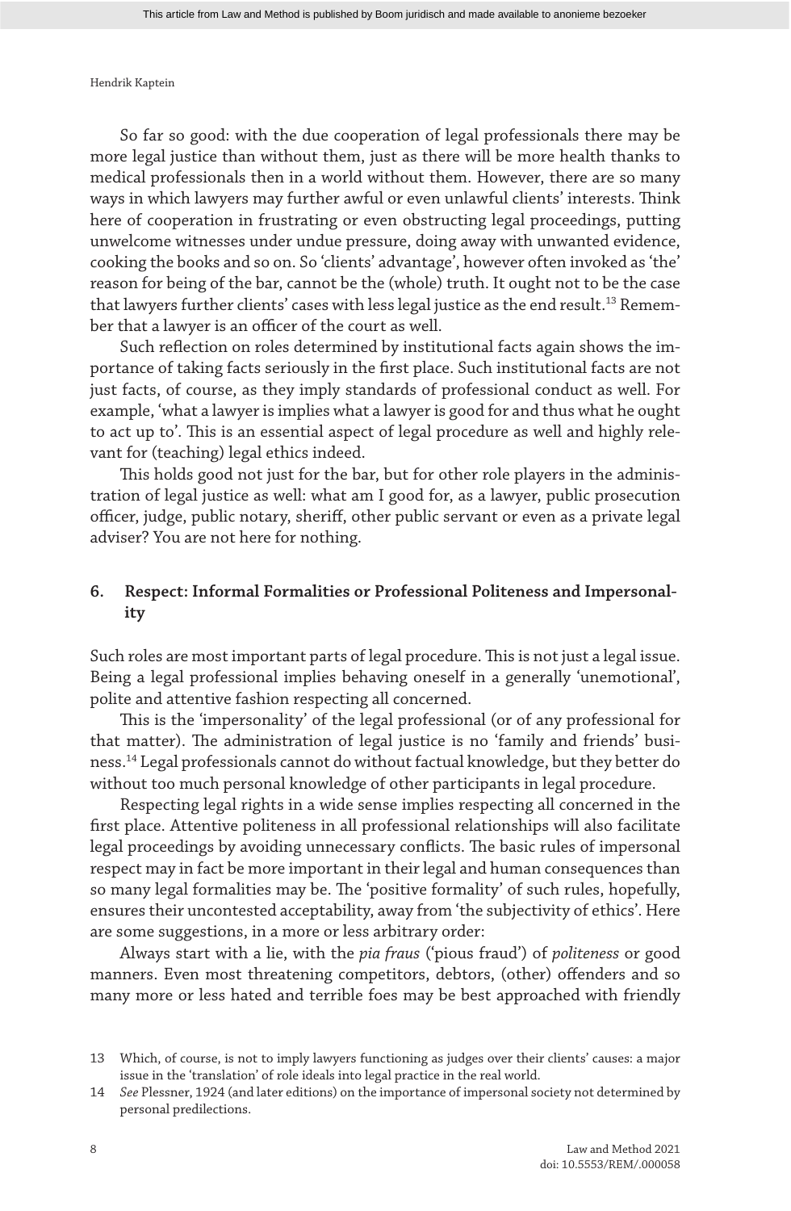So far so good: with the due cooperation of legal professionals there may be more legal justice than without them, just as there will be more health thanks to medical professionals then in a world without them. However, there are so many ways in which lawyers may further awful or even unlawful clients' interests. Think here of cooperation in frustrating or even obstructing legal proceedings, putting unwelcome witnesses under undue pressure, doing away with unwanted evidence, cooking the books and so on. So 'clients' advantage', however often invoked as 'the' reason for being of the bar, cannot be the (whole) truth. It ought not to be the case that lawyers further clients' cases with less legal justice as the end result.[13] Remember that a lawyer is an officer of the court as well.

Such reflection on roles determined by institutional facts again shows the importance of taking facts seriously in the first place. Such institutional facts are not just facts, of course, as they imply standards of professional conduct as well. For example, 'what a lawyer is implies what a lawyer is good for and thus what he ought to act up to'. This is an essential aspect of legal procedure as well and highly relevant for (teaching) legal ethics indeed.

This holds good not just for the bar, but for other role players in the administration of legal justice as well: what am I good for, as a lawyer, public prosecution officer, judge, public notary, sheriff, other public servant or even as a private legal adviser? You are not here for nothing.

## 6. Respect: Informal Formalities or Professional Politeness and Impersonality

Such roles are most important parts of legal procedure. This is not just a legal issue. Being a legal professional implies behaving oneself in a generally 'unemotional', polite and attentive fashion respecting all concerned.

This is the 'impersonality' of the legal professional (or of any professional for that matter). The administration of legal justice is no 'family and friends' business.[14] Legal professionals cannot do without factual knowledge, but they better do without too much personal knowledge of other participants in legal procedure.

Respecting legal rights in a wide sense implies respecting all concerned in the first place. Attentive politeness in all professional relationships will also facilitate legal proceedings by avoiding unnecessary conflicts. The basic rules of impersonal respect may in fact be more important in their legal and human consequences than so many legal formalities may be. The 'positive formality' of such rules, hopefully, ensures their uncontested acceptability, away from 'the subjectivity of ethics'. Here are some suggestions, in a more or less arbitrary order:

Always start with a lie, with the *pia fraus* ('pious fraud') of *politeness* or good manners. Even most threatening competitors, debtors, (other) offenders and so many more or less hated and terrible foes may be best approached with friendly

---

13 Which, of course, is not to imply lawyers functioning as judges over their clients' causes: a major issue in the 'translation' of role ideals into legal practice in the real world.

14 *See* Plessner, 1924 (and later editions) on the importance of impersonal society not determined by personal predilections.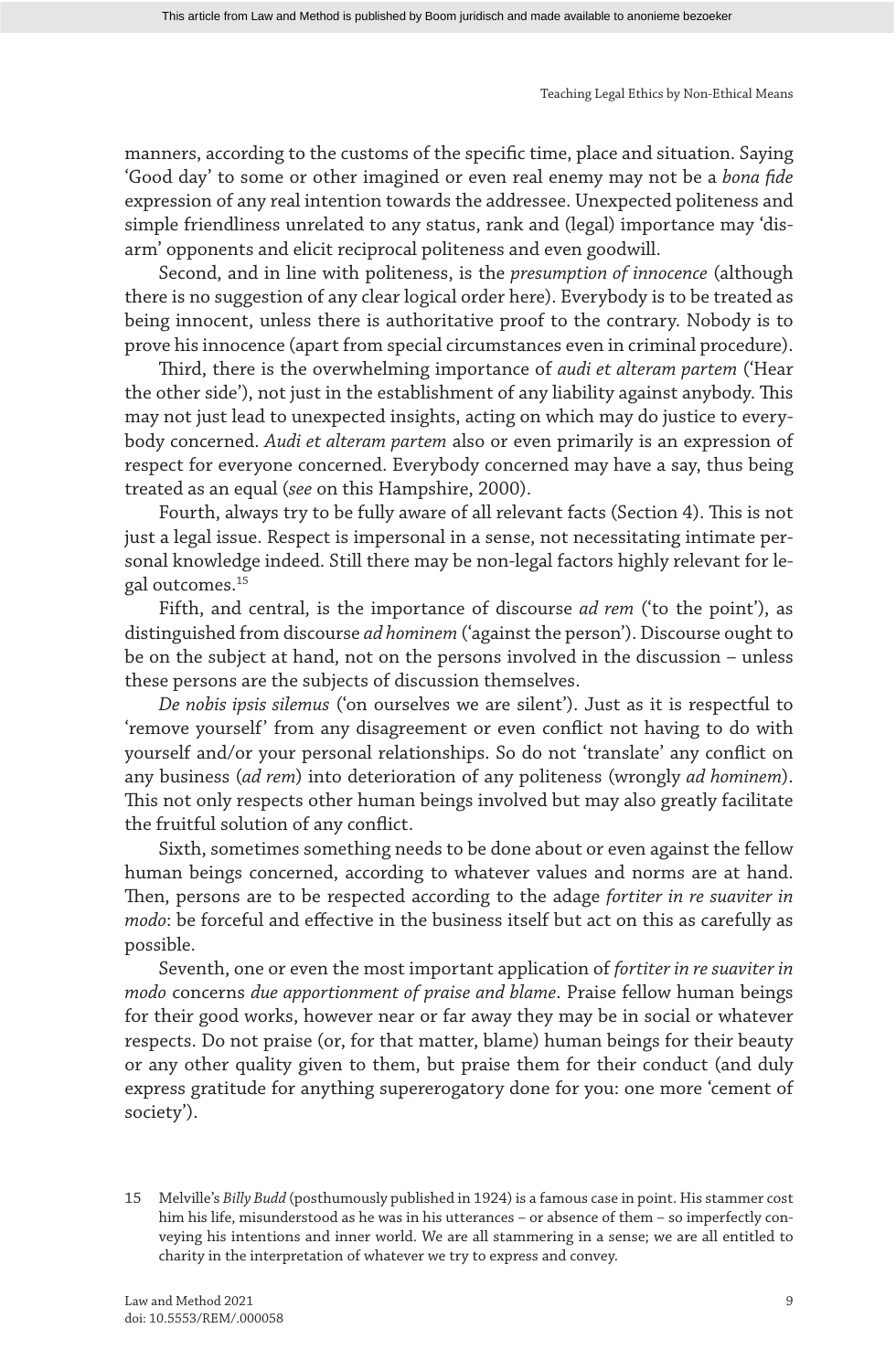manners, according to the customs of the specific time, place and situation. Saying 'Good day' to some or other imagined or even real enemy may not be a *bona fide* expression of any real intention towards the addressee. Unexpected politeness and simple friendliness unrelated to any status, rank and (legal) importance may 'disarm' opponents and elicit reciprocal politeness and even goodwill.

Second, and in line with politeness, is the *presumption of innocence* (although there is no suggestion of any clear logical order here). Everybody is to be treated as being innocent, unless there is authoritative proof to the contrary. Nobody is to prove his innocence (apart from special circumstances even in criminal procedure).

Third, there is the overwhelming importance of *audi et alteram partem* ('Hear the other side'), not just in the establishment of any liability against anybody. This may not just lead to unexpected insights, acting on which may do justice to everybody concerned. *Audi et alteram partem* also or even primarily is an expression of respect for everyone concerned. Everybody concerned may have a say, thus being treated as an equal (*see* on this Hampshire, 2000).

Fourth, always try to be fully aware of all relevant facts (Section 4). This is not just a legal issue. Respect is impersonal in a sense, not necessitating intimate personal knowledge indeed. Still there may be non-legal factors highly relevant for legal outcomes.[15]

Fifth, and central, is the importance of discourse *ad rem* ('to the point'), as distinguished from discourse *ad hominem* ('against the person'). Discourse ought to be on the subject at hand, not on the persons involved in the discussion – unless these persons are the subjects of discussion themselves.

*De nobis ipsis silemus* ('on ourselves we are silent'). Just as it is respectful to 'remove yourself' from any disagreement or even conflict not having to do with yourself and/or your personal relationships. So do not 'translate' any conflict on any business (*ad rem*) into deterioration of any politeness (wrongly *ad hominem*). This not only respects other human beings involved but may also greatly facilitate the fruitful solution of any conflict.

Sixth, sometimes something needs to be done about or even against the fellow human beings concerned, according to whatever values and norms are at hand. Then, persons are to be respected according to the adage *fortiter in re suaviter in modo*: be forceful and effective in the business itself but act on this as carefully as possible.

Seventh, one or even the most important application of *fortiter in re suaviter in modo* concerns *due apportionment of praise and blame*. Praise fellow human beings for their good works, however near or far away they may be in social or whatever respects. Do not praise (or, for that matter, blame) human beings for their beauty or any other quality given to them, but praise them for their conduct (and duly express gratitude for anything supererogatory done for you: one more 'cement of society').

---

15 Melville's *Billy Budd* (posthumously published in 1924) is a famous case in point. His stammer cost him his life, misunderstood as he was in his utterances – or absence of them – so imperfectly conveying his intentions and inner world. We are all stammering in a sense; we are all entitled to charity in the interpretation of whatever we try to express and convey.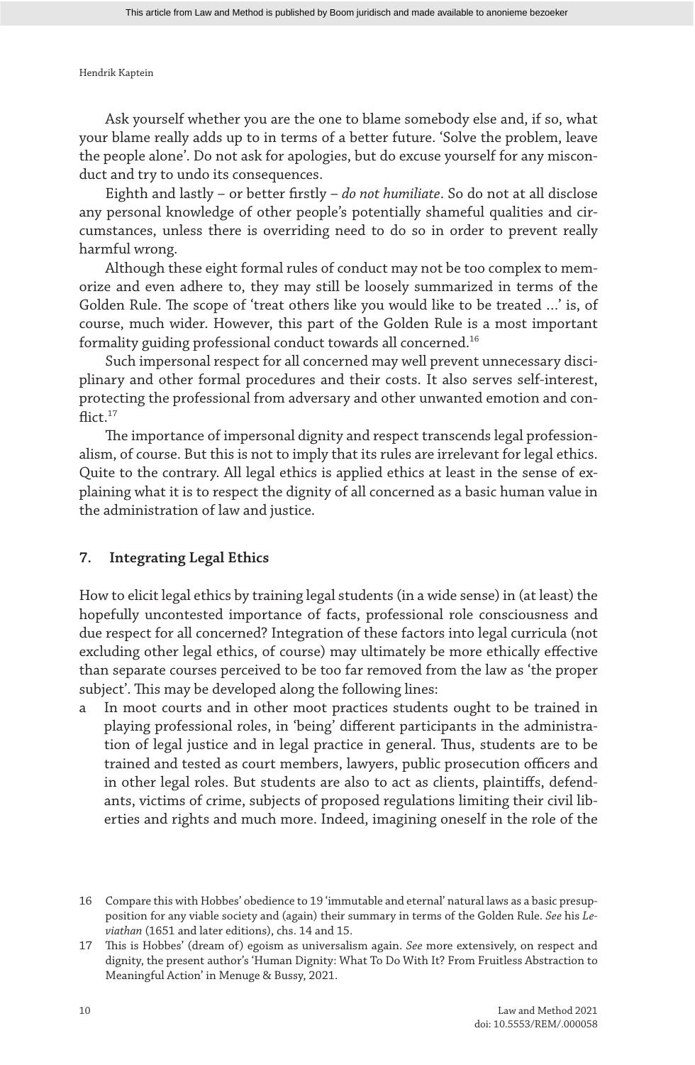Ask yourself whether you are the one to blame somebody else and, if so, what your blame really adds up to in terms of a better future. 'Solve the problem, leave the people alone'. Do not ask for apologies, but do excuse yourself for any misconduct and try to undo its consequences.

Eighth and lastly – or better firstly – *do not humiliate*. So do not at all disclose any personal knowledge of other people's potentially shameful qualities and circumstances, unless there is overriding need to do so in order to prevent really harmful wrong.

Although these eight formal rules of conduct may not be too complex to memorize and even adhere to, they may still be loosely summarized in terms of the Golden Rule. The scope of 'treat others like you would like to be treated …' is, of course, much wider. However, this part of the Golden Rule is a most important formality guiding professional conduct towards all concerned.[16]

Such impersonal respect for all concerned may well prevent unnecessary disciplinary and other formal procedures and their costs. It also serves self-interest, protecting the professional from adversary and other unwanted emotion and conflict.[17]

The importance of impersonal dignity and respect transcends legal professionalism, of course. But this is not to imply that its rules are irrelevant for legal ethics. Quite to the contrary. All legal ethics is applied ethics at least in the sense of explaining what it is to respect the dignity of all concerned as a basic human value in the administration of law and justice.

## 7. Integrating Legal Ethics

How to elicit legal ethics by training legal students (in a wide sense) in (at least) the hopefully uncontested importance of facts, professional role consciousness and due respect for all concerned? Integration of these factors into legal curricula (not excluding other legal ethics, of course) may ultimately be more ethically effective than separate courses perceived to be too far removed from the law as 'the proper subject'. This may be developed along the following lines:

a In moot courts and in other moot practices students ought to be trained in playing professional roles, in 'being' different participants in the administration of legal justice and in legal practice in general. Thus, students are to be trained and tested as court members, lawyers, public prosecution officers and in other legal roles. But students are also to act as clients, plaintiffs, defendants, victims of crime, subjects of proposed regulations limiting their civil liberties and rights and much more. Indeed, imagining oneself in the role of the

---

16 Compare this with Hobbes' obedience to 19 'immutable and eternal' natural laws as a basic presupposition for any viable society and (again) their summary in terms of the Golden Rule. *See* his *Leviathan* (1651 and later editions), chs. 14 and 15.

17 This is Hobbes' (dream of) egoism as universalism again. *See* more extensively, on respect and dignity, the present author's 'Human Dignity: What To Do With It? From Fruitless Abstraction to Meaningful Action' in Menuge & Bussy, 2021.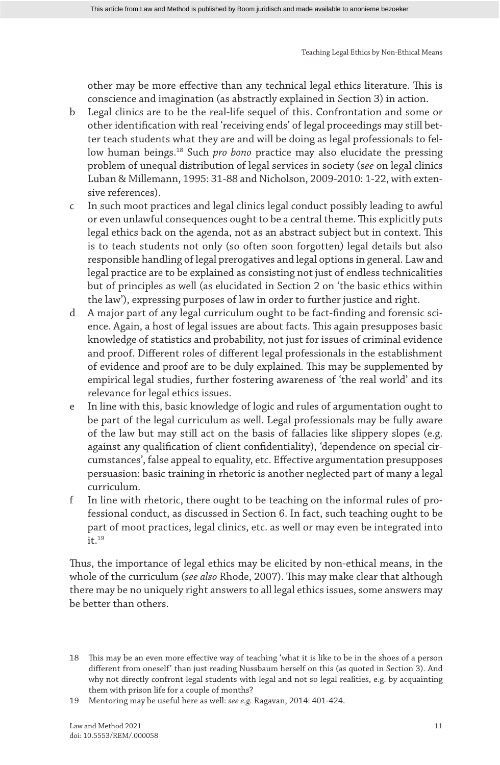other may be more effective than any technical legal ethics literature. This is conscience and imagination (as abstractly explained in Section 3) in action.

b Legal clinics are to be the real-life sequel of this. Confrontation and some or other identification with real 'receiving ends' of legal proceedings may still better teach students what they are and will be doing as legal professionals to fellow human beings.[18] Such *pro bono* practice may also elucidate the pressing problem of unequal distribution of legal services in society (*see* on legal clinics Luban & Millemann, 1995: 31-88 and Nicholson, 2009-2010: 1-22, with extensive references).

c In such moot practices and legal clinics legal conduct possibly leading to awful or even unlawful consequences ought to be a central theme. This explicitly puts legal ethics back on the agenda, not as an abstract subject but in context. This is to teach students not only (so often soon forgotten) legal details but also responsible handling of legal prerogatives and legal options in general. Law and legal practice are to be explained as consisting not just of endless technicalities but of principles as well (as elucidated in Section 2 on 'the basic ethics within the law'), expressing purposes of law in order to further justice and right.

d A major part of any legal curriculum ought to be fact-finding and forensic science. Again, a host of legal issues are about facts. This again presupposes basic knowledge of statistics and probability, not just for issues of criminal evidence and proof. Different roles of different legal professionals in the establishment of evidence and proof are to be duly explained. This may be supplemented by empirical legal studies, further fostering awareness of 'the real world' and its relevance for legal ethics issues.

e In line with this, basic knowledge of logic and rules of argumentation ought to be part of the legal curriculum as well. Legal professionals may be fully aware of the law but may still act on the basis of fallacies like slippery slopes (e.g. against any qualification of client confidentiality), 'dependence on special circumstances', false appeal to equality, etc. Effective argumentation presupposes persuasion: basic training in rhetoric is another neglected part of many a legal curriculum.

f In line with rhetoric, there ought to be teaching on the informal rules of professional conduct, as discussed in Section 6. In fact, such teaching ought to be part of moot practices, legal clinics, etc. as well or may even be integrated into it.[19]

Thus, the importance of legal ethics may be elicited by non-ethical means, in the whole of the curriculum (*see also* Rhode, 2007). This may make clear that although there may be no uniquely right answers to all legal ethics issues, some answers may be better than others.

18 This may be an even more effective way of teaching 'what it is like to be in the shoes of a person different from oneself' than just reading Nussbaum herself on this (as quoted in Section 3). And why not directly confront legal students with legal and not so legal realities, e.g. by acquainting them with prison life for a couple of months?

19 Mentoring may be useful here as well: *see e.g.* Ragavan, 2014: 401-424.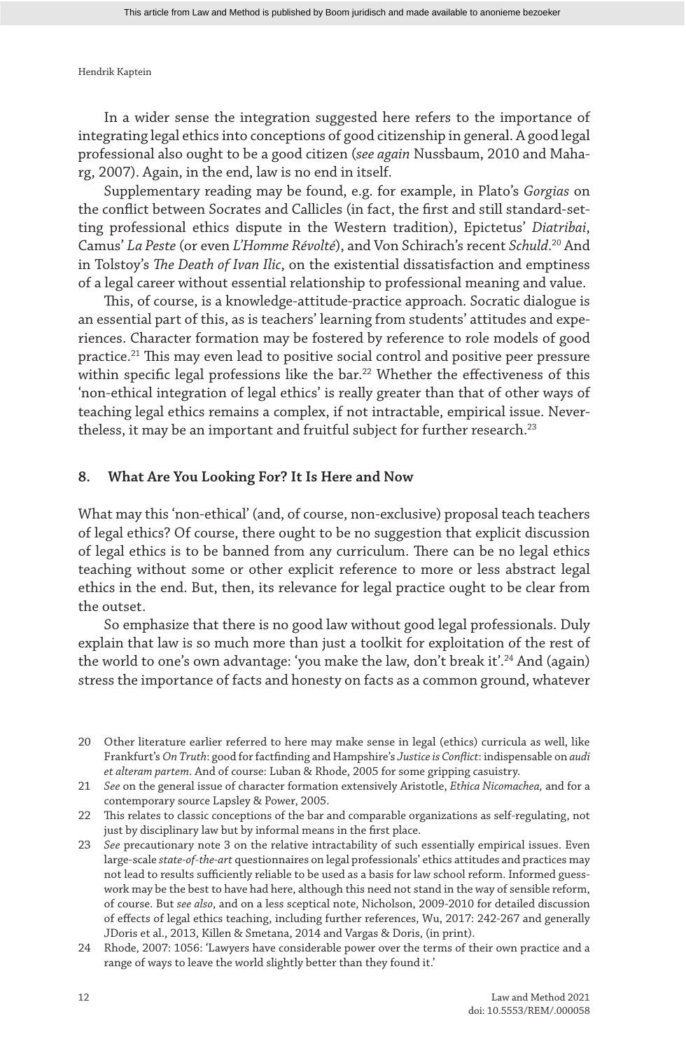In a wider sense the integration suggested here refers to the importance of integrating legal ethics into conceptions of good citizenship in general. A good legal professional also ought to be a good citizen (*see again* Nussbaum, 2010 and Maharg, 2007). Again, in the end, law is no end in itself.

Supplementary reading may be found, e.g. for example, in Plato's *Gorgias* on the conflict between Socrates and Callicles (in fact, the first and still standard-setting professional ethics dispute in the Western tradition), Epictetus' *Diatribai*, Camus' *La Peste* (or even *L'Homme Révolté*), and Von Schirach's recent *Schuld*.[20] And in Tolstoy's *The Death of Ivan Ilic*, on the existential dissatisfaction and emptiness of a legal career without essential relationship to professional meaning and value.

This, of course, is a knowledge-attitude-practice approach. Socratic dialogue is an essential part of this, as is teachers' learning from students' attitudes and experiences. Character formation may be fostered by reference to role models of good practice.[21] This may even lead to positive social control and positive peer pressure within specific legal professions like the bar.[22] Whether the effectiveness of this 'non-ethical integration of legal ethics' is really greater than that of other ways of teaching legal ethics remains a complex, if not intractable, empirical issue. Nevertheless, it may be an important and fruitful subject for further research.[23]

## 8. What Are You Looking For? It Is Here and Now

What may this 'non-ethical' (and, of course, non-exclusive) proposal teach teachers of legal ethics? Of course, there ought to be no suggestion that explicit discussion of legal ethics is to be banned from any curriculum. There can be no legal ethics teaching without some or other explicit reference to more or less abstract legal ethics in the end. But, then, its relevance for legal practice ought to be clear from the outset.

So emphasize that there is no good law without good legal professionals. Duly explain that law is so much more than just a toolkit for exploitation of the rest of the world to one's own advantage: 'you make the law, don't break it'.[24] And (again) stress the importance of facts and honesty on facts as a common ground, whatever

20 Other literature earlier referred to here may make sense in legal (ethics) curricula as well, like Frankfurt's *On Truth*: good for factfinding and Hampshire's *Justice is Conflict*: indispensable on *audi et alteram partem*. And of course: Luban & Rhode, 2005 for some gripping casuistry.

21 *See* on the general issue of character formation extensively Aristotle, *Ethica Nicomachea,* and for a contemporary source Lapsley & Power, 2005.

22 This relates to classic conceptions of the bar and comparable organizations as self-regulating, not just by disciplinary law but by informal means in the first place.

23 *See* precautionary note 3 on the relative intractability of such essentially empirical issues. Even large-scale *state-of-the-art* questionnaires on legal professionals' ethics attitudes and practices may not lead to results sufficiently reliable to be used as a basis for law school reform. Informed guesswork may be the best to have had here, although this need not stand in the way of sensible reform, of course. But *see also*, and on a less sceptical note, Nicholson, 2009-2010 for detailed discussion of effects of legal ethics teaching, including further references, Wu, 2017: 242-267 and generally JDoris et al., 2013, Killen & Smetana, 2014 and Vargas & Doris, (in print).

24 Rhode, 2007: 1056: 'Lawyers have considerable power over the terms of their own practice and a range of ways to leave the world slightly better than they found it.'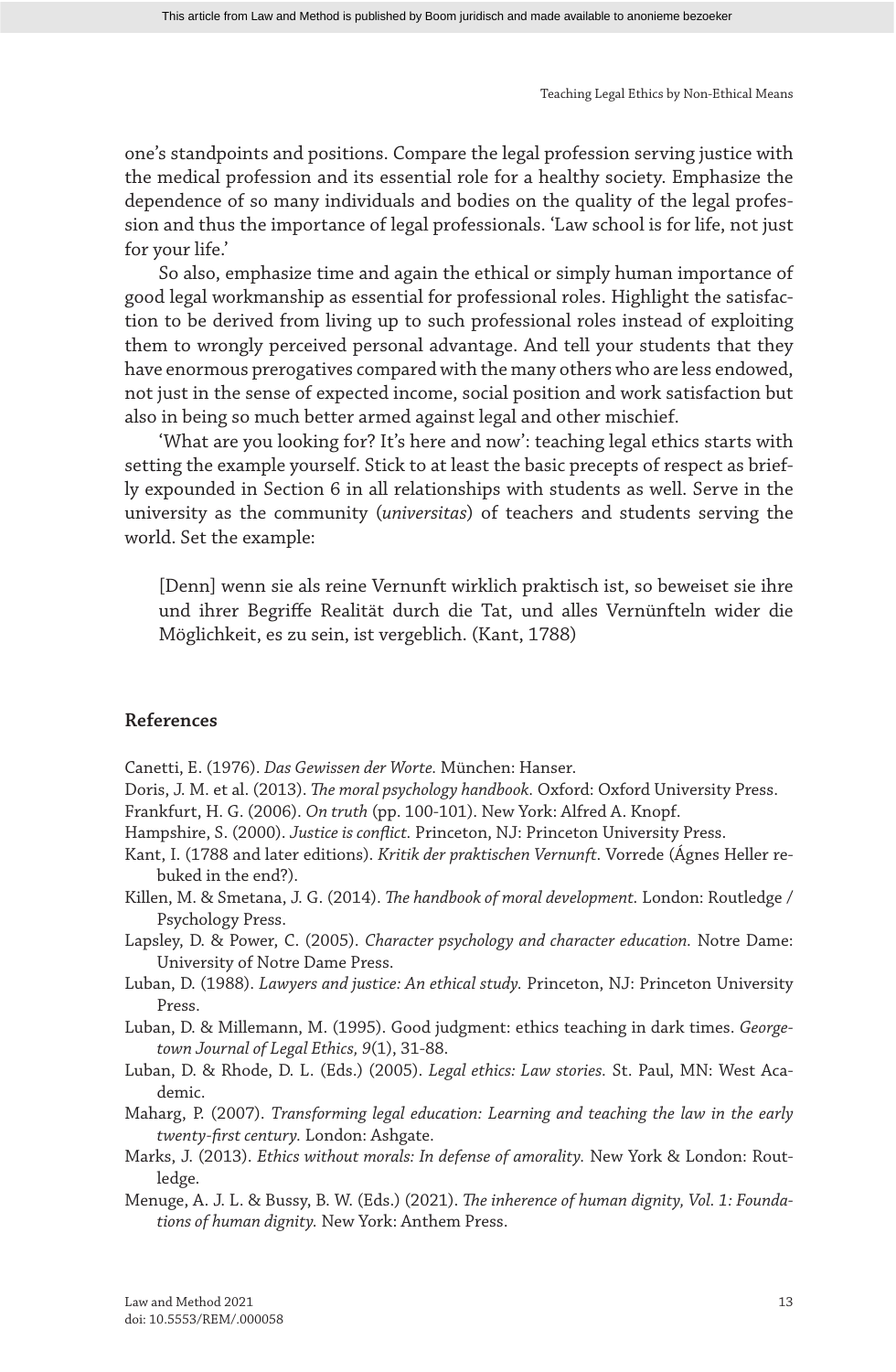one's standpoints and positions. Compare the legal profession serving justice with the medical profession and its essential role for a healthy society. Emphasize the dependence of so many individuals and bodies on the quality of the legal profession and thus the importance of legal professionals. 'Law school is for life, not just for your life.'

So also, emphasize time and again the ethical or simply human importance of good legal workmanship as essential for professional roles. Highlight the satisfaction to be derived from living up to such professional roles instead of exploiting them to wrongly perceived personal advantage. And tell your students that they have enormous prerogatives compared with the many others who are less endowed, not just in the sense of expected income, social position and work satisfaction but also in being so much better armed against legal and other mischief.

'What are you looking for? It's here and now': teaching legal ethics starts with setting the example yourself. Stick to at least the basic precepts of respect as briefly expounded in Section 6 in all relationships with students as well. Serve in the university as the community (*universitas*) of teachers and students serving the world. Set the example:

> [Denn] wenn sie als reine Vernunft wirklich praktisch ist, so beweiset sie ihre und ihrer Begriffe Realität durch die Tat, und alles Vernünfteln wider die Möglichkeit, es zu sein, ist vergeblich. (Kant, 1788)

## References

Canetti, E. (1976). *Das Gewissen der Worte.* München: Hanser.

Doris, J. M. et al. (2013). *The moral psychology handbook.* Oxford: Oxford University Press.

Frankfurt, H. G. (2006). *On truth* (pp. 100-101). New York: Alfred A. Knopf.

Hampshire, S. (2000). *Justice is conflict.* Princeton, NJ: Princeton University Press.

Kant, I. (1788 and later editions). *Kritik der praktischen Vernunft.* Vorrede (Ágnes Heller rebuked in the end?).

Killen, M. & Smetana, J. G. (2014). *The handbook of moral development.* London: Routledge / Psychology Press.

Lapsley, D. & Power, C. (2005). *Character psychology and character education.* Notre Dame: University of Notre Dame Press.

Luban, D. (1988). *Lawyers and justice: An ethical study.* Princeton, NJ: Princeton University Press.

Luban, D. & Millemann, M. (1995). Good judgment: ethics teaching in dark times. *Georgetown Journal of Legal Ethics, 9*(1), 31-88.

Luban, D. & Rhode, D. L. (Eds.) (2005). *Legal ethics: Law stories.* St. Paul, MN: West Academic.

Maharg, P. (2007). *Transforming legal education: Learning and teaching the law in the early twenty-first century.* London: Ashgate.

Marks, J. (2013). *Ethics without morals: In defense of amorality.* New York & London: Routledge.

Menuge, A. J. L. & Bussy, B. W. (Eds.) (2021). *The inherence of human dignity, Vol. 1: Foundations of human dignity.* New York: Anthem Press.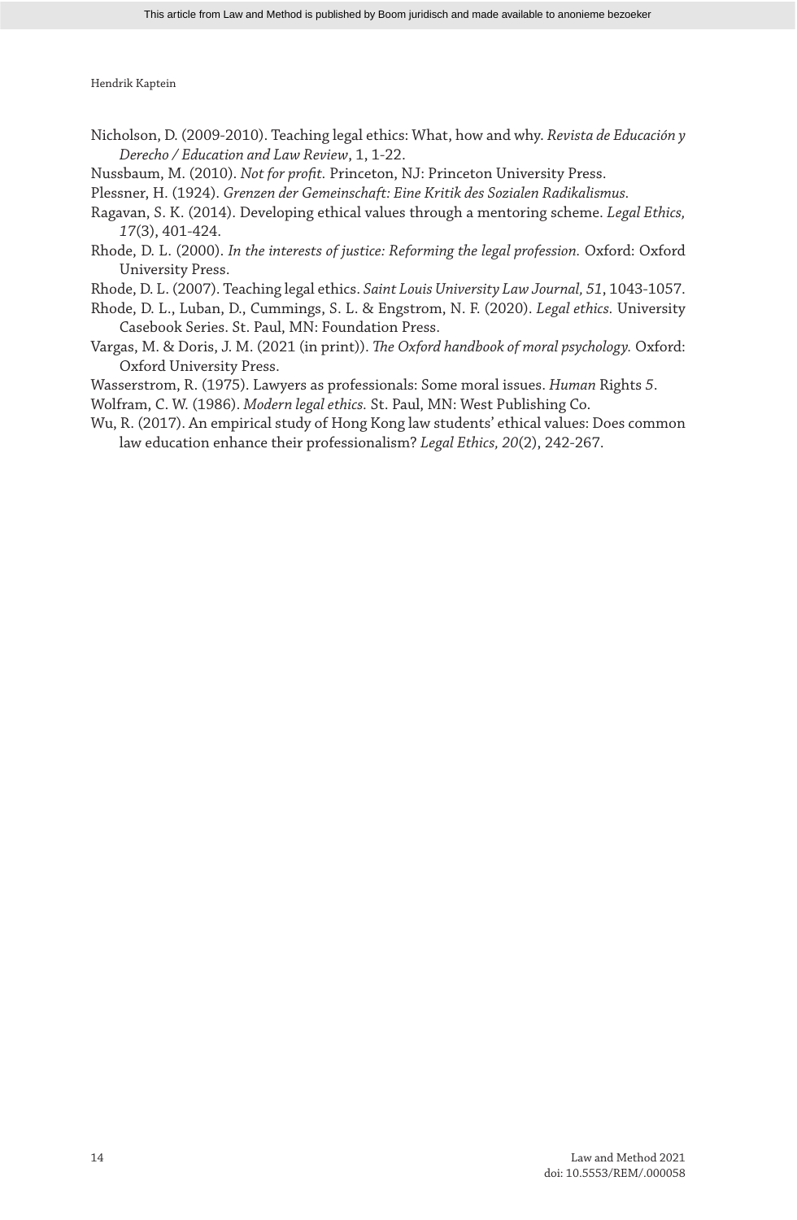Nicholson, D. (2009-2010). Teaching legal ethics: What, how and why. *Revista de Educación y Derecho / Education and Law Review*, 1, 1-22.

Nussbaum, M. (2010). *Not for profit.* Princeton, NJ: Princeton University Press.

Plessner, H. (1924). *Grenzen der Gemeinschaft: Eine Kritik des Sozialen Radikalismus.*

Ragavan, S. K. (2014). Developing ethical values through a mentoring scheme. *Legal Ethics, 17*(3), 401-424.

Rhode, D. L. (2000). *In the interests of justice: Reforming the legal profession.* Oxford: Oxford University Press.

Rhode, D. L. (2007). Teaching legal ethics. *Saint Louis University Law Journal, 51*, 1043-1057.

Rhode, D. L., Luban, D., Cummings, S. L. & Engstrom, N. F. (2020). *Legal ethics.* University Casebook Series. St. Paul, MN: Foundation Press.

Vargas, M. & Doris, J. M. (2021 (in print)). *The Oxford handbook of moral psychology.* Oxford: Oxford University Press.

Wasserstrom, R. (1975). Lawyers as professionals: Some moral issues. *Human* Rights *5*.

Wolfram, C. W. (1986). *Modern legal ethics.* St. Paul, MN: West Publishing Co.

Wu, R. (2017). An empirical study of Hong Kong law students' ethical values: Does common law education enhance their professionalism? *Legal Ethics, 20*(2), 242-267.